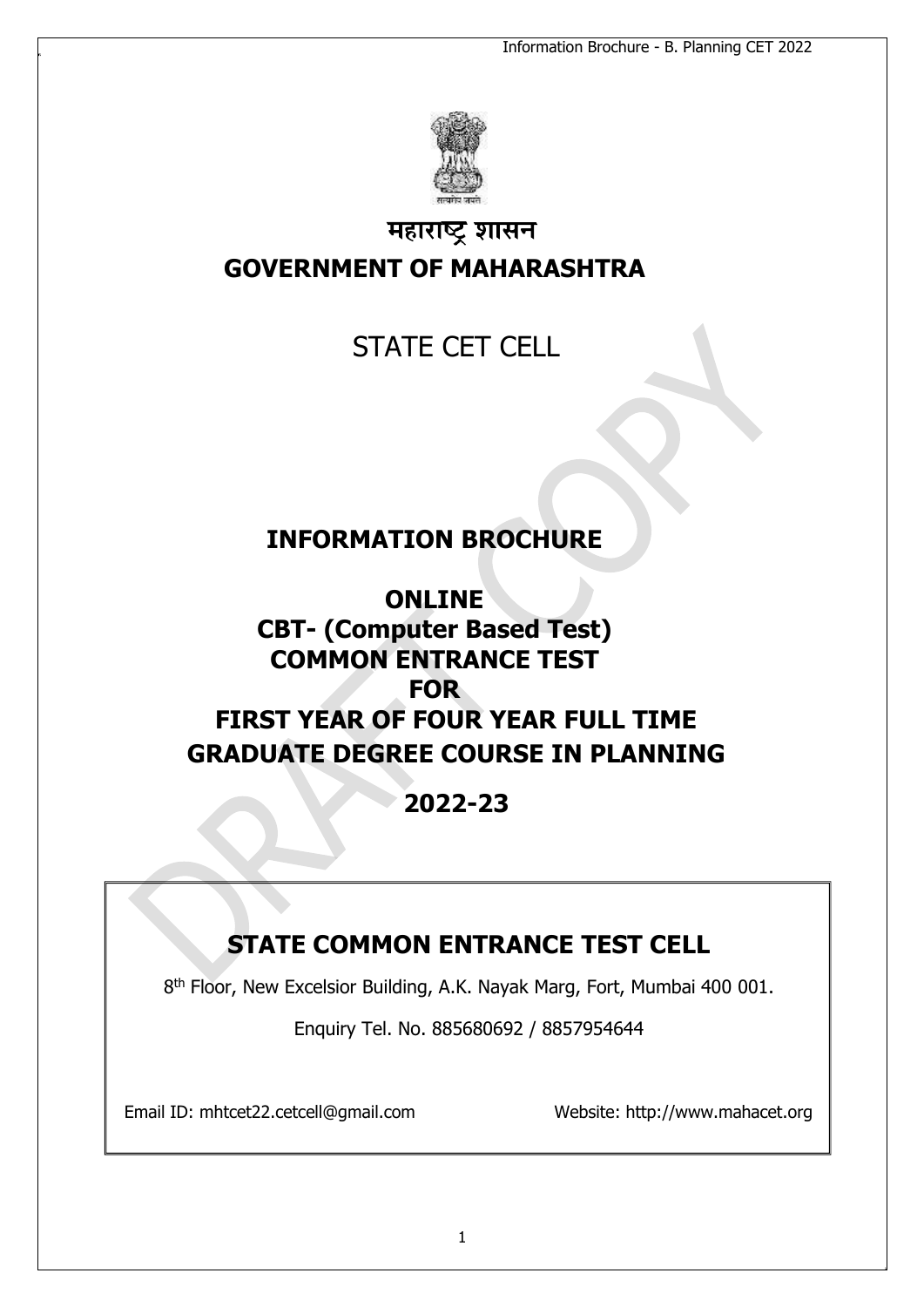# महाराष्ट्र शासन

# GOVERNMENT OF MAHARASHTRA

## STATE CET CELL

## INFORMATION BROCHURE

## ONLINE
## CBT- (Computer Based Test)
## COMMON ENTRANCE TEST
## FOR
## FIRST YEAR OF FOUR YEAR FULL TIME GRADUATE DEGREE COURSE IN PLANNING

## 2022-23

## STATE COMMON ENTRANCE TEST CELL

8th Floor, New Excelsior Building, A.K. Nayak Marg, Fort, Mumbai 400 001.

Enquiry Tel. No. 885680692 / 8857954644

Email ID: mhtcet22.cetcell@gmail.com

Website: http://www.mahacet.org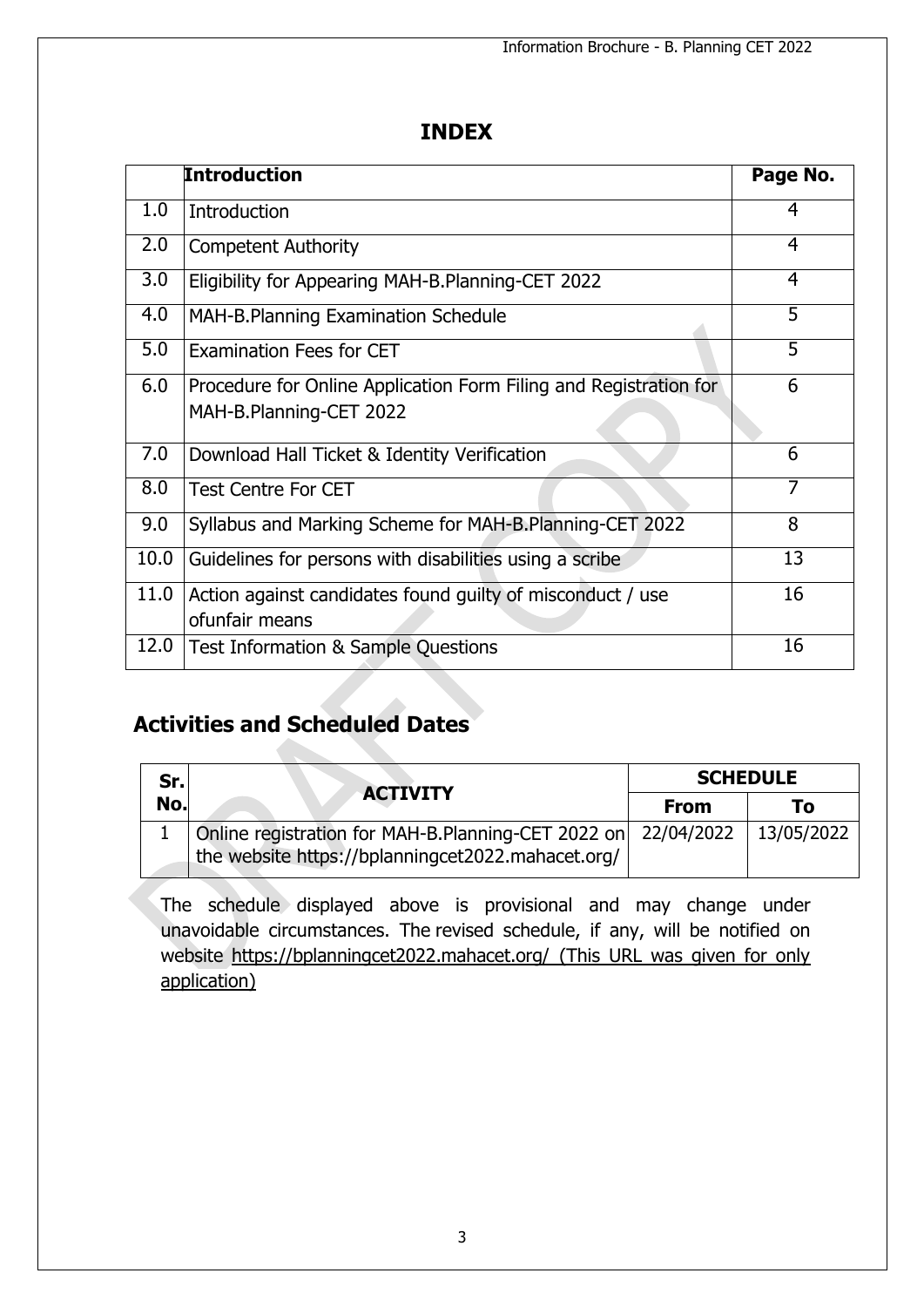# INDEX

| | Introduction | Page No. |
|---|---|---|
| 1.0 | Introduction | 4 |
| 2.0 | Competent Authority | 4 |
| 3.0 | Eligibility for Appearing MAH-B.Planning-CET 2022 | 4 |
| 4.0 | MAH-B.Planning Examination Schedule | 5 |
| 5.0 | Examination Fees for CET | 5 |
| 6.0 | Procedure for Online Application Form Filing and Registration for MAH-B.Planning-CET 2022 | 6 |
| 7.0 | Download Hall Ticket & Identity Verification | 6 |
| 8.0 | Test Centre For CET | 7 |
| 9.0 | Syllabus and Marking Scheme for MAH-B.Planning-CET 2022 | 8 |
| 10.0 | Guidelines for persons with disabilities using a scribe | 13 |
| 11.0 | Action against candidates found guilty of misconduct / use ofunfair means | 16 |
| 12.0 | Test Information & Sample Questions | 16 |

## Activities and Scheduled Dates

| Sr. No. | ACTIVITY | SCHEDULE | |
|---|---|---|---|
| | | From | To |
| 1 | Online registration for MAH-B.Planning-CET 2022 on the website https://bplanningcet2022.mahacet.org/ | 22/04/2022 | 13/05/2022 |

The schedule displayed above is provisional and may change under unavoidable circumstances. The revised schedule, if any, will be notified on website https://bplanningcet2022.mahacet.org/ (This URL was given for only application)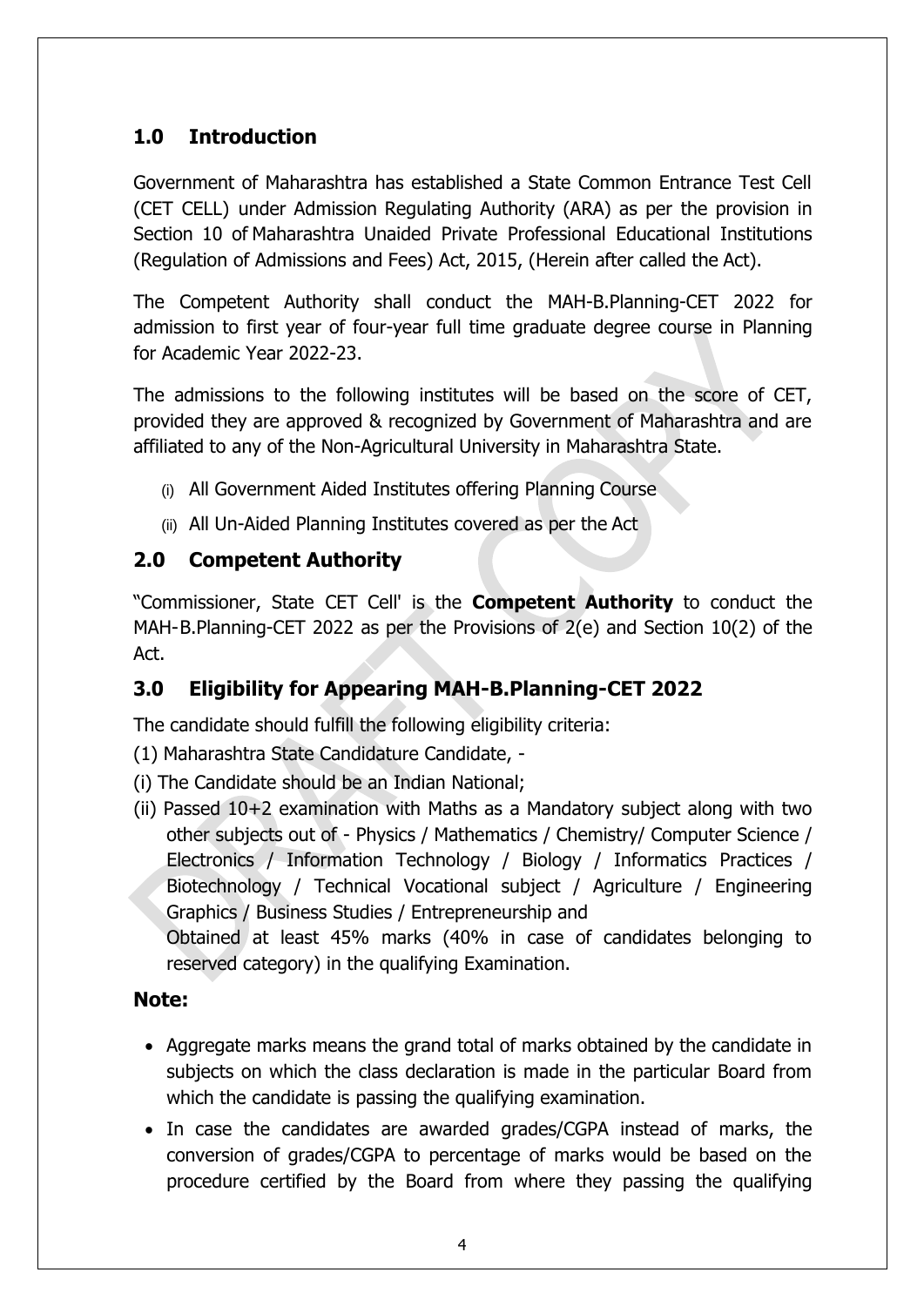## 1.0 Introduction

Government of Maharashtra has established a State Common Entrance Test Cell (CET CELL) under Admission Regulating Authority (ARA) as per the provision in Section 10 of Maharashtra Unaided Private Professional Educational Institutions (Regulation of Admissions and Fees) Act, 2015, (Herein after called the Act).

The Competent Authority shall conduct the MAH-B.Planning-CET 2022 for admission to first year of four-year full time graduate degree course in Planning for Academic Year 2022-23.

The admissions to the following institutes will be based on the score of CET, provided they are approved & recognized by Government of Maharashtra and are affiliated to any of the Non-Agricultural University in Maharashtra State.

(i) All Government Aided Institutes offering Planning Course

(ii) All Un-Aided Planning Institutes covered as per the Act

## 2.0 Competent Authority

"Commissioner, State CET Cell' is the **Competent Authority** to conduct the MAH-B.Planning-CET 2022 as per the Provisions of 2(e) and Section 10(2) of the Act.

## 3.0 Eligibility for Appearing MAH-B.Planning-CET 2022

The candidate should fulfill the following eligibility criteria:

(1) Maharashtra State Candidature Candidate, -

(i) The Candidate should be an Indian National;

(ii) Passed 10+2 examination with Maths as a Mandatory subject along with two other subjects out of - Physics / Mathematics / Chemistry/ Computer Science / Electronics / Information Technology / Biology / Informatics Practices / Biotechnology / Technical Vocational subject / Agriculture / Engineering Graphics / Business Studies / Entrepreneurship and
Obtained at least 45% marks (40% in case of candidates belonging to reserved category) in the qualifying Examination.

### Note:

- Aggregate marks means the grand total of marks obtained by the candidate in subjects on which the class declaration is made in the particular Board from which the candidate is passing the qualifying examination.
- In case the candidates are awarded grades/CGPA instead of marks, the conversion of grades/CGPA to percentage of marks would be based on the procedure certified by the Board from where they passing the qualifying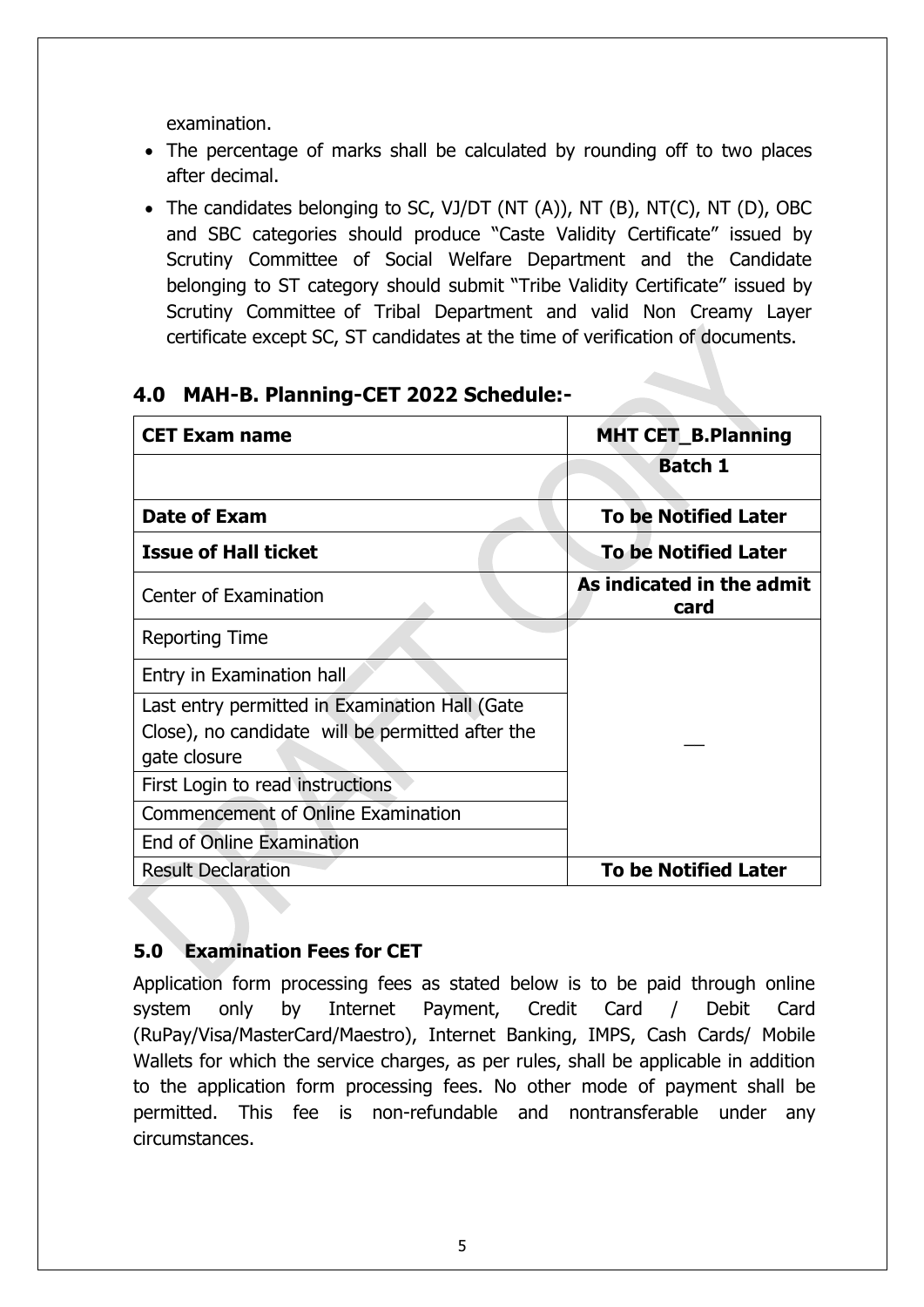examination.

- The percentage of marks shall be calculated by rounding off to two places after decimal.
- The candidates belonging to SC, VJ/DT (NT (A)), NT (B), NT(C), NT (D), OBC and SBC categories should produce "Caste Validity Certificate" issued by Scrutiny Committee of Social Welfare Department and the Candidate belonging to ST category should submit "Tribe Validity Certificate" issued by Scrutiny Committee of Tribal Department and valid Non Creamy Layer certificate except SC, ST candidates at the time of verification of documents.

## 4.0 MAH-B. Planning-CET 2022 Schedule:-

| **CET Exam name** | **MHT CET_B.Planning** |
|---|---|
| | **Batch 1** |
| **Date of Exam** | **To be Notified Later** |
| **Issue of Hall ticket** | **To be Notified Later** |
| Center of Examination | **As indicated in the admit card** |
| Reporting Time | __ |
| Entry in Examination hall | |
| Last entry permitted in Examination Hall (Gate Close), no candidate will be permitted after the gate closure | |
| First Login to read instructions | |
| Commencement of Online Examination | |
| End of Online Examination | |
| Result Declaration | **To be Notified Later** |

## 5.0 Examination Fees for CET

Application form processing fees as stated below is to be paid through online system only by Internet Payment, Credit Card / Debit Card (RuPay/Visa/MasterCard/Maestro), Internet Banking, IMPS, Cash Cards/ Mobile Wallets for which the service charges, as per rules, shall be applicable in addition to the application form processing fees. No other mode of payment shall be permitted. This fee is non-refundable and nontransferable under any circumstances.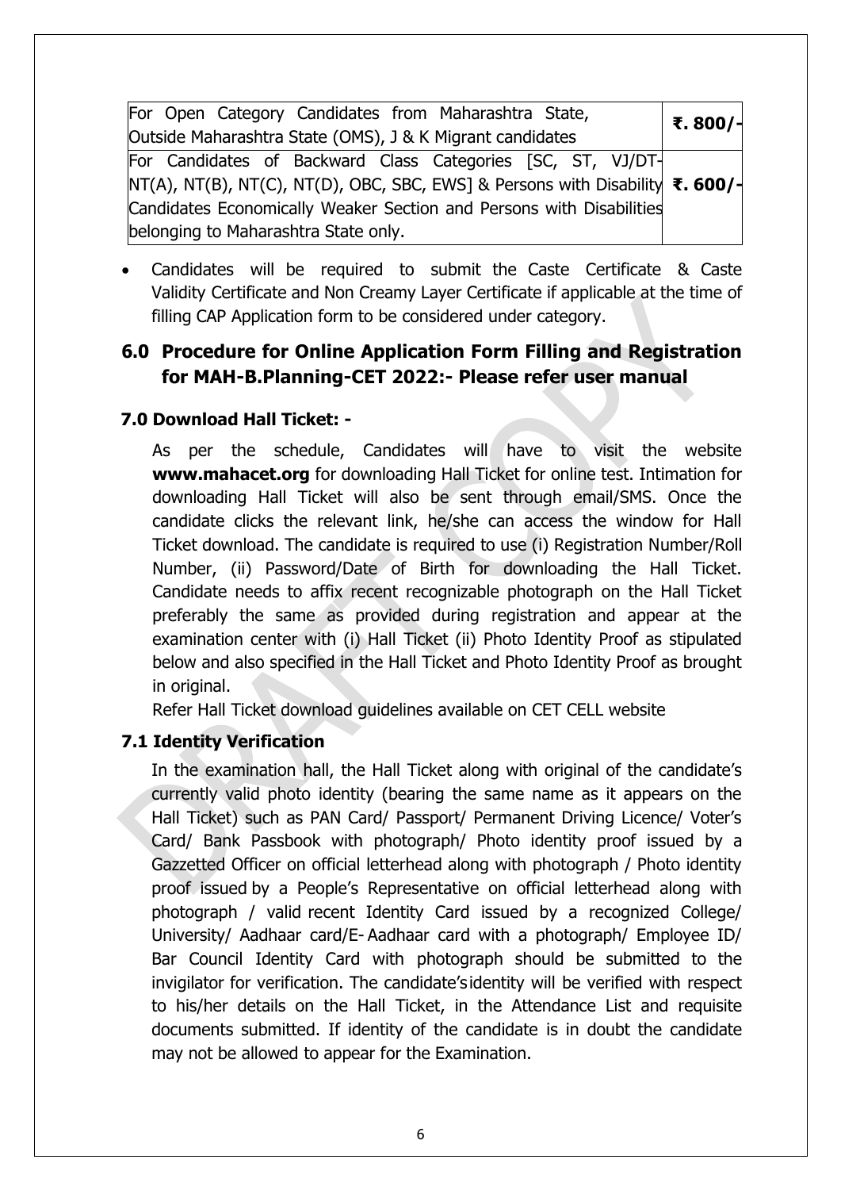| For Open Category Candidates from Maharashtra State, Outside Maharashtra State (OMS), J & K Migrant candidates | **₹. 800/-** |
|---|---|
| For Candidates of Backward Class Categories [SC, ST, VJ/DT-NT(A), NT(B), NT(C), NT(D), OBC, SBC, EWS] & Persons with Disability Candidates Economically Weaker Section and Persons with Disabilities belonging to Maharashtra State only. | **₹. 600/-** |

- Candidates will be required to submit the Caste Certificate & Caste Validity Certificate and Non Creamy Layer Certificate if applicable at the time of filling CAP Application form to be considered under category.

## 6.0 Procedure for Online Application Form Filling and Registration for MAH-B.Planning-CET 2022:- Please refer user manual

### 7.0 Download Hall Ticket: -

As per the schedule, Candidates will have to visit the website **www.mahacet.org** for downloading Hall Ticket for online test. Intimation for downloading Hall Ticket will also be sent through email/SMS. Once the candidate clicks the relevant link, he/she can access the window for Hall Ticket download. The candidate is required to use (i) Registration Number/Roll Number, (ii) Password/Date of Birth for downloading the Hall Ticket. Candidate needs to affix recent recognizable photograph on the Hall Ticket preferably the same as provided during registration and appear at the examination center with (i) Hall Ticket (ii) Photo Identity Proof as stipulated below and also specified in the Hall Ticket and Photo Identity Proof as brought in original.

Refer Hall Ticket download guidelines available on CET CELL website

### 7.1 Identity Verification

In the examination hall, the Hall Ticket along with original of the candidate's currently valid photo identity (bearing the same name as it appears on the Hall Ticket) such as PAN Card/ Passport/ Permanent Driving Licence/ Voter's Card/ Bank Passbook with photograph/ Photo identity proof issued by a Gazzetted Officer on official letterhead along with photograph / Photo identity proof issued by a People's Representative on official letterhead along with photograph / valid recent Identity Card issued by a recognized College/ University/ Aadhaar card/E- Aadhaar card with a photograph/ Employee ID/ Bar Council Identity Card with photograph should be submitted to the invigilator for verification. The candidate's identity will be verified with respect to his/her details on the Hall Ticket, in the Attendance List and requisite documents submitted. If identity of the candidate is in doubt the candidate may not be allowed to appear for the Examination.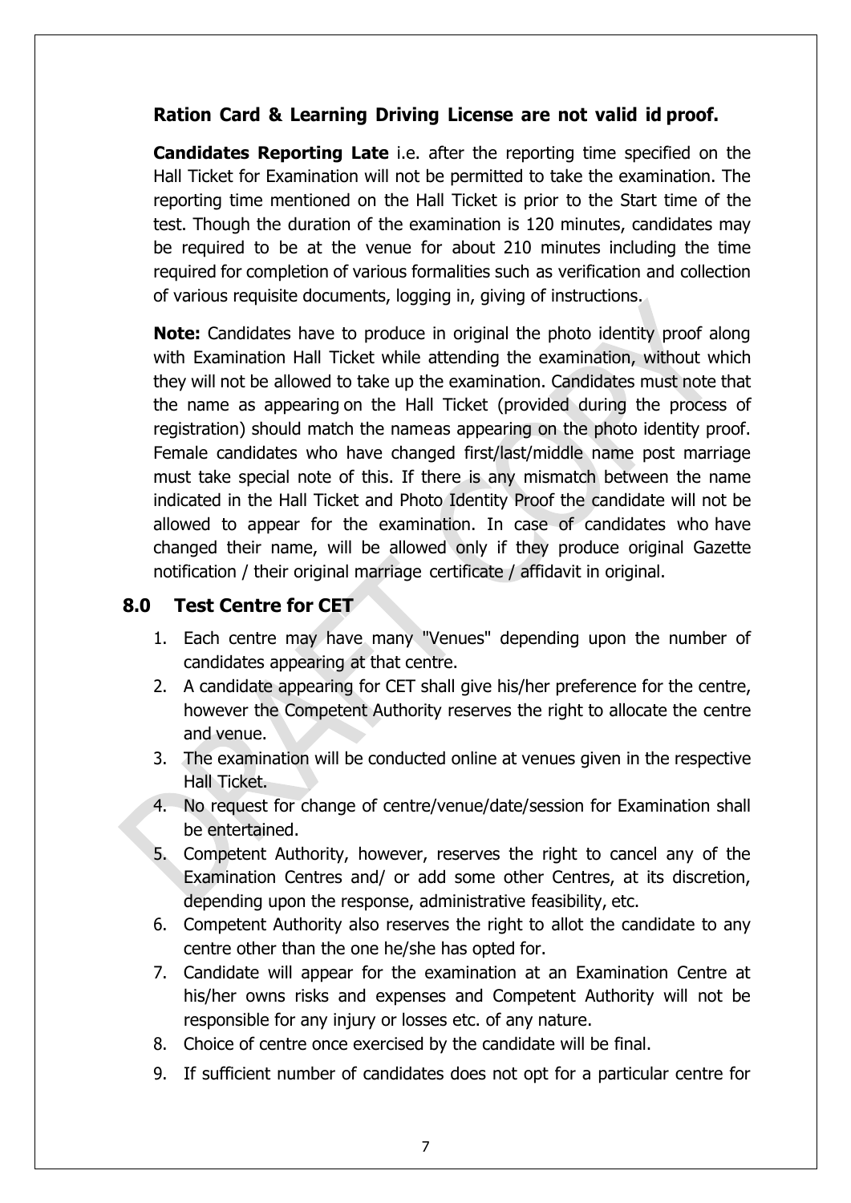**Ration Card & Learning Driving License are not valid id proof.**

**Candidates Reporting Late** i.e. after the reporting time specified on the Hall Ticket for Examination will not be permitted to take the examination. The reporting time mentioned on the Hall Ticket is prior to the Start time of the test. Though the duration of the examination is 120 minutes, candidates may be required to be at the venue for about 210 minutes including the time required for completion of various formalities such as verification and collection of various requisite documents, logging in, giving of instructions.

**Note:** Candidates have to produce in original the photo identity proof along with Examination Hall Ticket while attending the examination, without which they will not be allowed to take up the examination. Candidates must note that the name as appearing on the Hall Ticket (provided during the process of registration) should match the nameas appearing on the photo identity proof. Female candidates who have changed first/last/middle name post marriage must take special note of this. If there is any mismatch between the name indicated in the Hall Ticket and Photo Identity Proof the candidate will not be allowed to appear for the examination. In case of candidates who have changed their name, will be allowed only if they produce original Gazette notification / their original marriage certificate / affidavit in original.

## 8.0 Test Centre for CET

1. Each centre may have many "Venues" depending upon the number of candidates appearing at that centre.
2. A candidate appearing for CET shall give his/her preference for the centre, however the Competent Authority reserves the right to allocate the centre and venue.
3. The examination will be conducted online at venues given in the respective Hall Ticket.
4. No request for change of centre/venue/date/session for Examination shall be entertained.
5. Competent Authority, however, reserves the right to cancel any of the Examination Centres and/ or add some other Centres, at its discretion, depending upon the response, administrative feasibility, etc.
6. Competent Authority also reserves the right to allot the candidate to any centre other than the one he/she has opted for.
7. Candidate will appear for the examination at an Examination Centre at his/her owns risks and expenses and Competent Authority will not be responsible for any injury or losses etc. of any nature.
8. Choice of centre once exercised by the candidate will be final.
9. If sufficient number of candidates does not opt for a particular centre for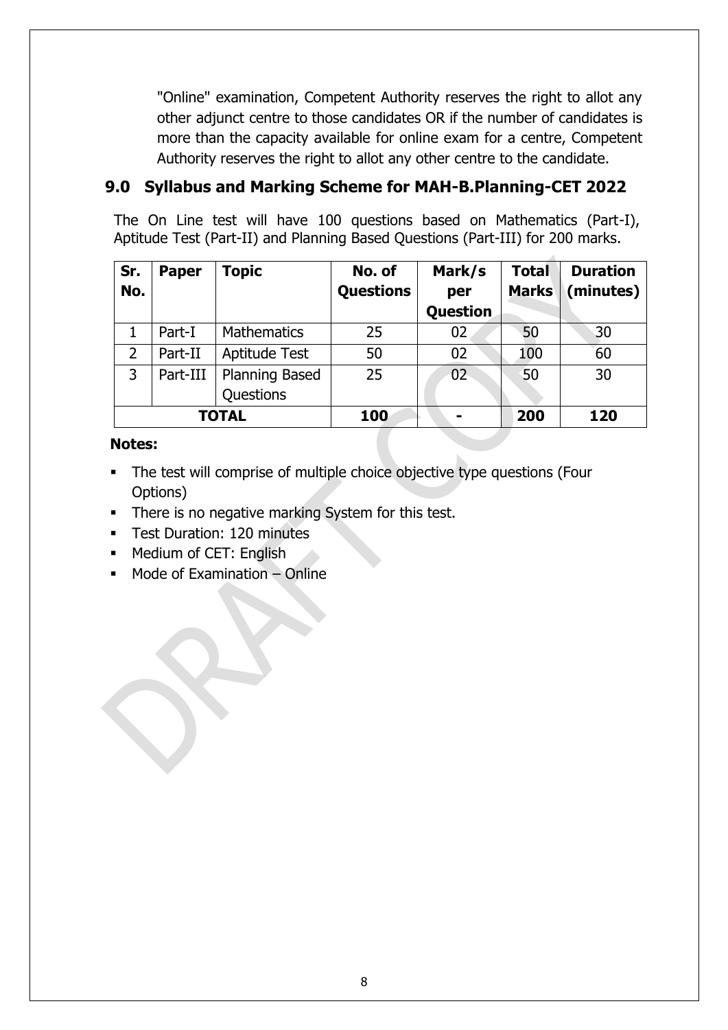"Online" examination, Competent Authority reserves the right to allot any other adjunct centre to those candidates OR if the number of candidates is more than the capacity available for online exam for a centre, Competent Authority reserves the right to allot any other centre to the candidate.

## 9.0 Syllabus and Marking Scheme for MAH-B.Planning-CET 2022

The On Line test will have 100 questions based on Mathematics (Part-I), Aptitude Test (Part-II) and Planning Based Questions (Part-III) for 200 marks.

| Sr. No. | Paper | Topic | No. of Questions | Mark/s per Question | Total Marks | Duration (minutes) |
|---|---|---|---|---|---|---|
| 1 | Part-I | Mathematics | 25 | 02 | 50 | 30 |
| 2 | Part-II | Aptitude Test | 50 | 02 | 100 | 60 |
| 3 | Part-III | Planning Based Questions | 25 | 02 | 50 | 30 |
| **TOTAL** | | | **100** | **-** | **200** | **120** |

**Notes:**

- The test will comprise of multiple choice objective type questions (Four Options)
- There is no negative marking System for this test.
- Test Duration: 120 minutes
- Medium of CET: English
- Mode of Examination – Online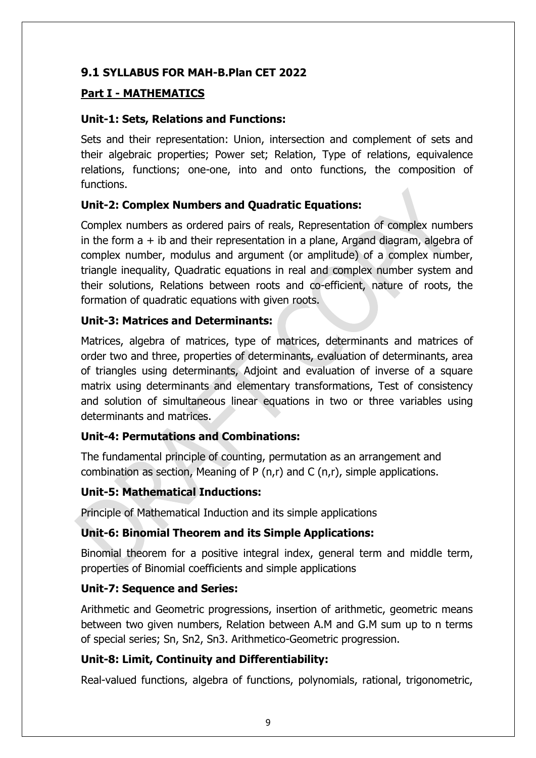## 9.1 SYLLABUS FOR MAH-B.Plan CET 2022

### Part I - MATHEMATICS

**Unit-1: Sets, Relations and Functions:**

Sets and their representation: Union, intersection and complement of sets and their algebraic properties; Power set; Relation, Type of relations, equivalence relations, functions; one-one, into and onto functions, the composition of functions.

**Unit-2: Complex Numbers and Quadratic Equations:**

Complex numbers as ordered pairs of reals, Representation of complex numbers in the form $a + ib$ and their representation in a plane, Argand diagram, algebra of complex number, modulus and argument (or amplitude) of a complex number, triangle inequality, Quadratic equations in real and complex number system and their solutions, Relations between roots and co-efficient, nature of roots, the formation of quadratic equations with given roots.

**Unit-3: Matrices and Determinants:**

Matrices, algebra of matrices, type of matrices, determinants and matrices of order two and three, properties of determinants, evaluation of determinants, area of triangles using determinants, Adjoint and evaluation of inverse of a square matrix using determinants and elementary transformations, Test of consistency and solution of simultaneous linear equations in two or three variables using determinants and matrices.

**Unit-4: Permutations and Combinations:**

The fundamental principle of counting, permutation as an arrangement and combination as section, Meaning of $P(n,r)$ and $C(n,r)$, simple applications.

**Unit-5: Mathematical Inductions:**

Principle of Mathematical Induction and its simple applications

**Unit-6: Binomial Theorem and its Simple Applications:**

Binomial theorem for a positive integral index, general term and middle term, properties of Binomial coefficients and simple applications

**Unit-7: Sequence and Series:**

Arithmetic and Geometric progressions, insertion of arithmetic, geometric means between two given numbers, Relation between A.M and G.M sum up to n terms of special series; Sn, Sn2, Sn3. Arithmetico-Geometric progression.

**Unit-8: Limit, Continuity and Differentiability:**

Real-valued functions, algebra of functions, polynomials, rational, trigonometric,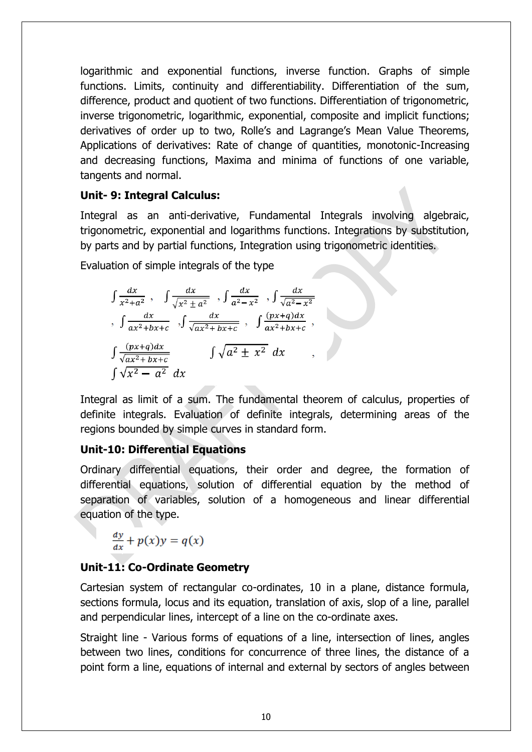logarithmic and exponential functions, inverse function. Graphs of simple functions. Limits, continuity and differentiability. Differentiation of the sum, difference, product and quotient of two functions. Differentiation of trigonometric, inverse trigonometric, logarithmic, exponential, composite and implicit functions; derivatives of order up to two, Rolle's and Lagrange's Mean Value Theorems, Applications of derivatives: Rate of change of quantities, monotonic-Increasing and decreasing functions, Maxima and minima of functions of one variable, tangents and normal.

**Unit- 9: Integral Calculus:**

Integral as an anti-derivative, Fundamental Integrals involving algebraic, trigonometric, exponential and logarithms functions. Integrations by substitution, by parts and by partial functions, Integration using trigonometric identities.

Evaluation of simple integrals of the type

$$\int \frac{dx}{x^2+a^2}, \quad \int \frac{dx}{\sqrt{x^2 \pm a^2}}, \int \frac{dx}{a^2-x^2}, \int \frac{dx}{\sqrt{a^2-x^2}}$$

$$, \int \frac{dx}{ax^2+bx+c}, \int \frac{dx}{\sqrt{ax^2+bx+c}}, \int \frac{(px+q)dx}{ax^2+bx+c},$$

$$\int \frac{(px+q)dx}{\sqrt{ax^2+bx+c}} \qquad \int \sqrt{a^2 \pm x^2}\, dx \qquad ,$$

$$\int \sqrt{x^2 - a^2}\, dx$$

Integral as limit of a sum. The fundamental theorem of calculus, properties of definite integrals. Evaluation of definite integrals, determining areas of the regions bounded by simple curves in standard form.

**Unit-10: Differential Equations**

Ordinary differential equations, their order and degree, the formation of differential equations, solution of differential equation by the method of separation of variables, solution of a homogeneous and linear differential equation of the type.

$$\frac{dy}{dx} + p(x)y = q(x)$$

**Unit-11: Co-Ordinate Geometry**

Cartesian system of rectangular co-ordinates, 10 in a plane, distance formula, sections formula, locus and its equation, translation of axis, slop of a line, parallel and perpendicular lines, intercept of a line on the co-ordinate axes.

Straight line - Various forms of equations of a line, intersection of lines, angles between two lines, conditions for concurrence of three lines, the distance of a point form a line, equations of internal and external by sectors of angles between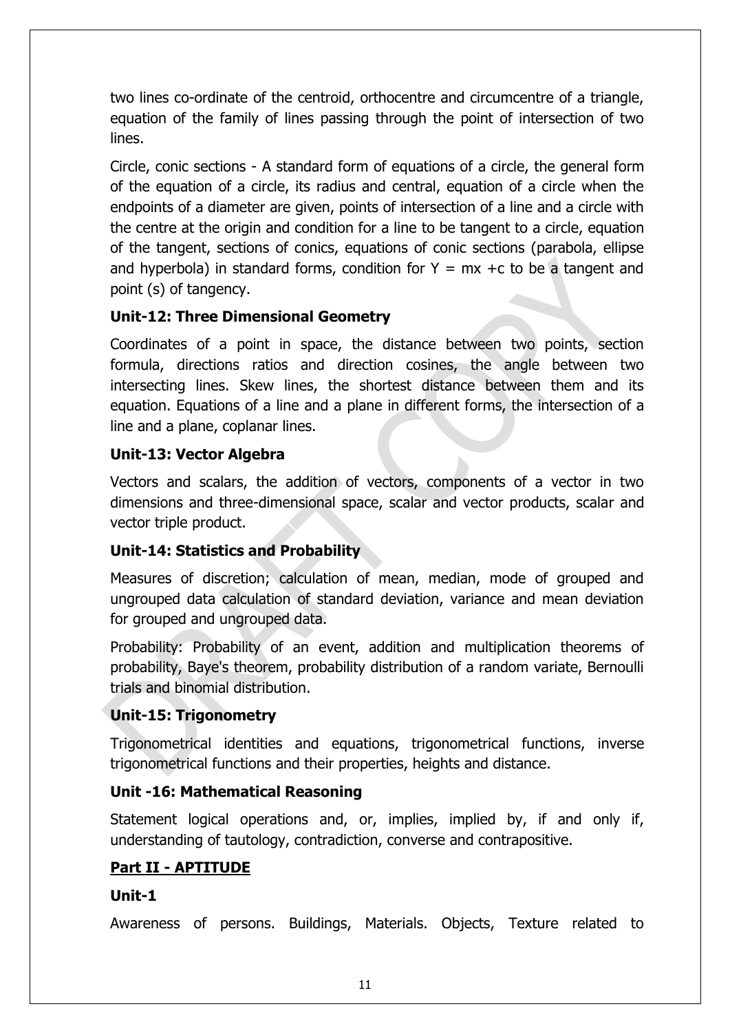two lines co-ordinate of the centroid, orthocentre and circumcentre of a triangle, equation of the family of lines passing through the point of intersection of two lines.

Circle, conic sections - A standard form of equations of a circle, the general form of the equation of a circle, its radius and central, equation of a circle when the endpoints of a diameter are given, points of intersection of a line and a circle with the centre at the origin and condition for a line to be tangent to a circle, equation of the tangent, sections of conics, equations of conic sections (parabola, ellipse and hyperbola) in standard forms, condition for $Y = mx + c$ to be a tangent and point (s) of tangency.

### Unit-12: Three Dimensional Geometry

Coordinates of a point in space, the distance between two points, section formula, directions ratios and direction cosines, the angle between two intersecting lines. Skew lines, the shortest distance between them and its equation. Equations of a line and a plane in different forms, the intersection of a line and a plane, coplanar lines.

### Unit-13: Vector Algebra

Vectors and scalars, the addition of vectors, components of a vector in two dimensions and three-dimensional space, scalar and vector products, scalar and vector triple product.

### Unit-14: Statistics and Probability

Measures of discretion; calculation of mean, median, mode of grouped and ungrouped data calculation of standard deviation, variance and mean deviation for grouped and ungrouped data.

Probability: Probability of an event, addition and multiplication theorems of probability, Baye's theorem, probability distribution of a random variate, Bernoulli trials and binomial distribution.

### Unit-15: Trigonometry

Trigonometrical identities and equations, trigonometrical functions, inverse trigonometrical functions and their properties, heights and distance.

### Unit -16: Mathematical Reasoning

Statement logical operations and, or, implies, implied by, if and only if, understanding of tautology, contradiction, converse and contrapositive.

## Part II - APTITUDE

### Unit-1

Awareness of persons. Buildings, Materials. Objects, Texture related to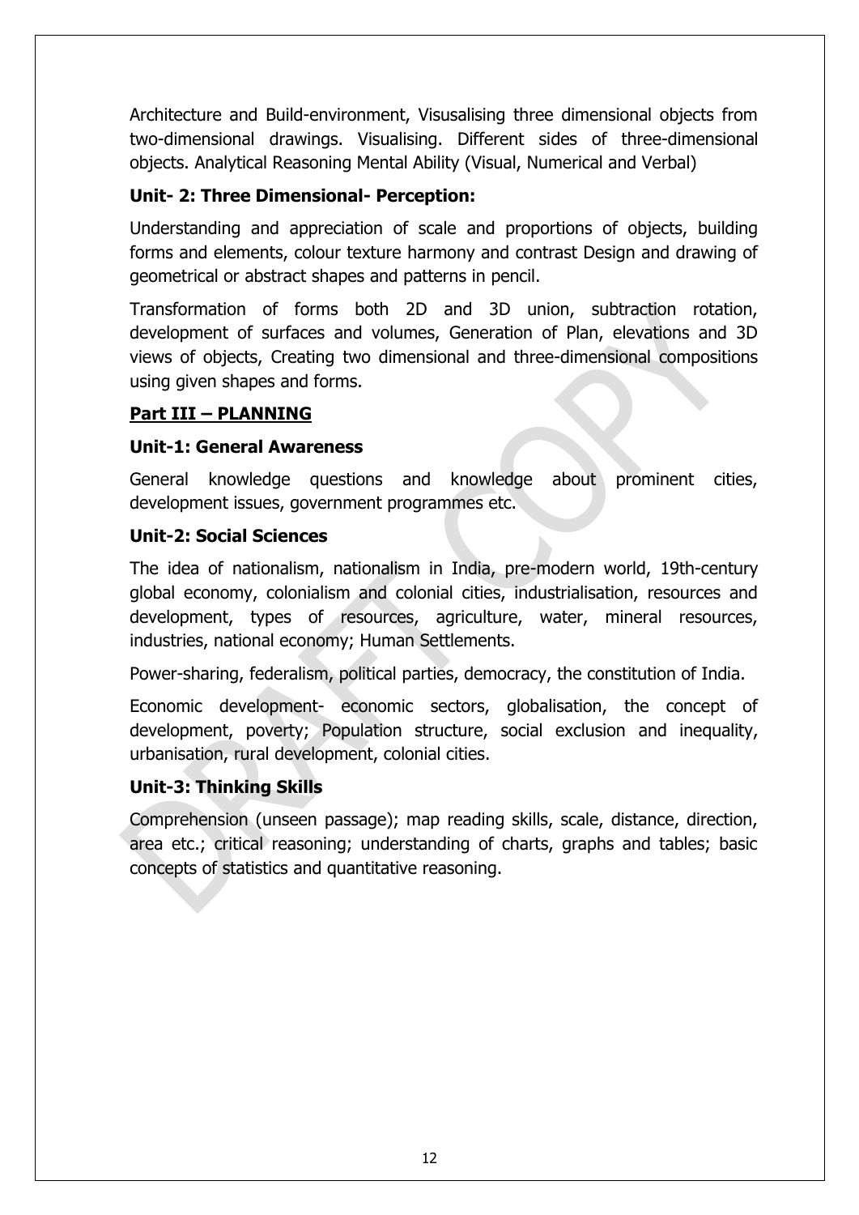Architecture and Build-environment, Visusalising three dimensional objects from two-dimensional drawings. Visualising. Different sides of three-dimensional objects. Analytical Reasoning Mental Ability (Visual, Numerical and Verbal)

**Unit- 2: Three Dimensional- Perception:**

Understanding and appreciation of scale and proportions of objects, building forms and elements, colour texture harmony and contrast Design and drawing of geometrical or abstract shapes and patterns in pencil.

Transformation of forms both 2D and 3D union, subtraction rotation, development of surfaces and volumes, Generation of Plan, elevations and 3D views of objects, Creating two dimensional and three-dimensional compositions using given shapes and forms.

## Part III – PLANNING

**Unit-1: General Awareness**

General knowledge questions and knowledge about prominent cities, development issues, government programmes etc.

**Unit-2: Social Sciences**

The idea of nationalism, nationalism in India, pre-modern world, 19th-century global economy, colonialism and colonial cities, industrialisation, resources and development, types of resources, agriculture, water, mineral resources, industries, national economy; Human Settlements.

Power-sharing, federalism, political parties, democracy, the constitution of India.

Economic development- economic sectors, globalisation, the concept of development, poverty; Population structure, social exclusion and inequality, urbanisation, rural development, colonial cities.

**Unit-3: Thinking Skills**

Comprehension (unseen passage); map reading skills, scale, distance, direction, area etc.; critical reasoning; understanding of charts, graphs and tables; basic concepts of statistics and quantitative reasoning.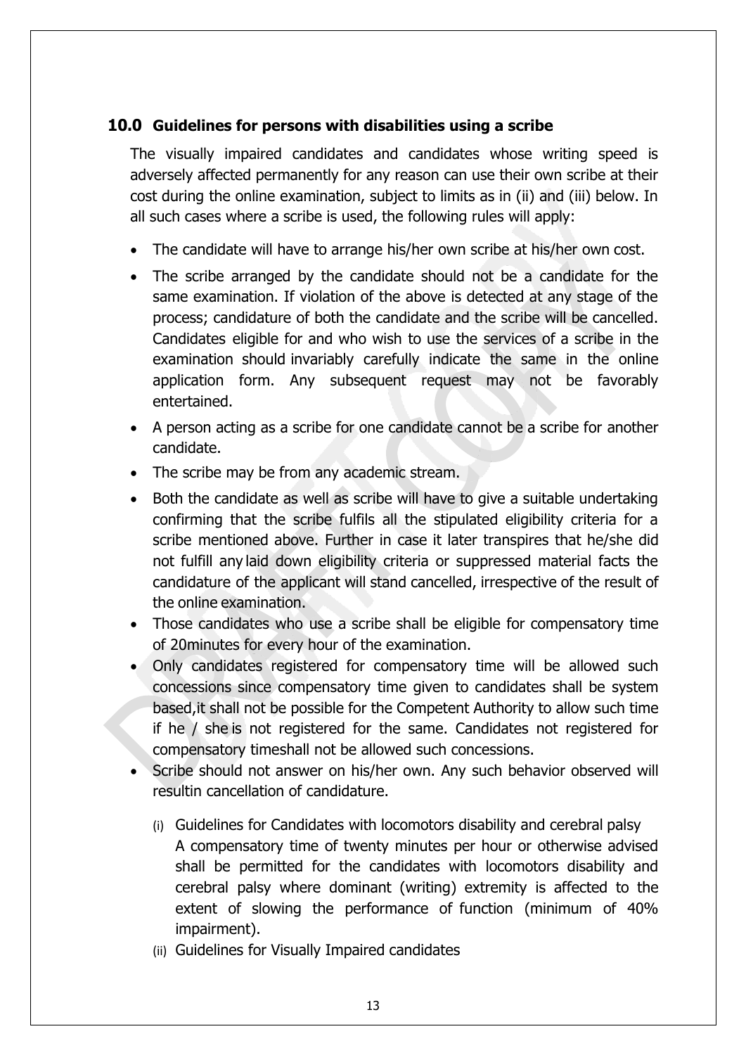## 10.0 Guidelines for persons with disabilities using a scribe

The visually impaired candidates and candidates whose writing speed is adversely affected permanently for any reason can use their own scribe at their cost during the online examination, subject to limits as in (ii) and (iii) below. In all such cases where a scribe is used, the following rules will apply:

- The candidate will have to arrange his/her own scribe at his/her own cost.
- The scribe arranged by the candidate should not be a candidate for the same examination. If violation of the above is detected at any stage of the process; candidature of both the candidate and the scribe will be cancelled. Candidates eligible for and who wish to use the services of a scribe in the examination should invariably carefully indicate the same in the online application form. Any subsequent request may not be favorably entertained.
- A person acting as a scribe for one candidate cannot be a scribe for another candidate.
- The scribe may be from any academic stream.
- Both the candidate as well as scribe will have to give a suitable undertaking confirming that the scribe fulfils all the stipulated eligibility criteria for a scribe mentioned above. Further in case it later transpires that he/she did not fulfill any laid down eligibility criteria or suppressed material facts the candidature of the applicant will stand cancelled, irrespective of the result of the online examination.
- Those candidates who use a scribe shall be eligible for compensatory time of 20minutes for every hour of the examination.
- Only candidates registered for compensatory time will be allowed such concessions since compensatory time given to candidates shall be system based,it shall not be possible for the Competent Authority to allow such time if he / she is not registered for the same. Candidates not registered for compensatory timeshall not be allowed such concessions.
- Scribe should not answer on his/her own. Any such behavior observed will resultin cancellation of candidature.

  (i) Guidelines for Candidates with locomotors disability and cerebral palsy
  A compensatory time of twenty minutes per hour or otherwise advised shall be permitted for the candidates with locomotors disability and cerebral palsy where dominant (writing) extremity is affected to the extent of slowing the performance of function (minimum of 40% impairment).

  (ii) Guidelines for Visually Impaired candidates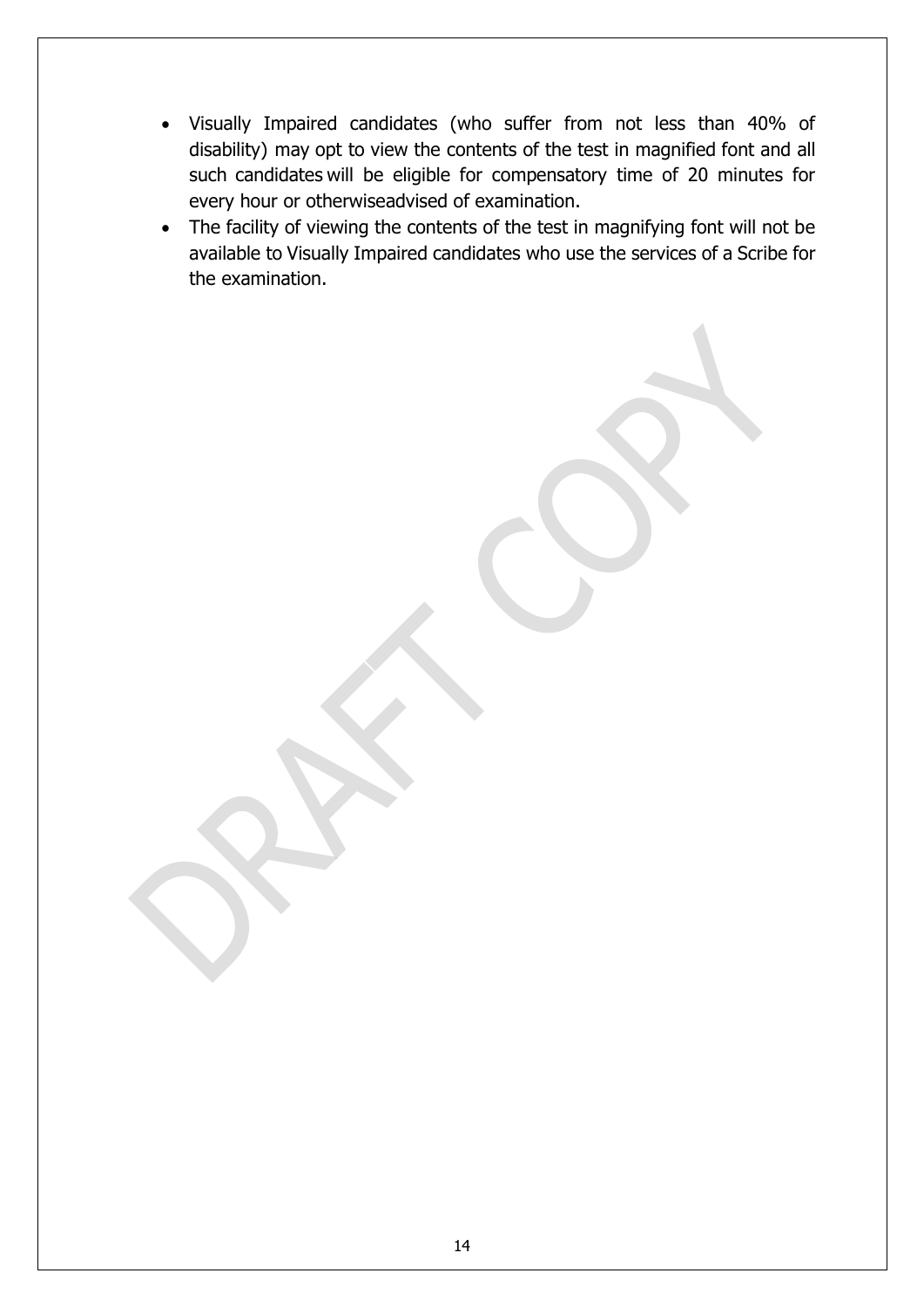- Visually Impaired candidates (who suffer from not less than 40% of disability) may opt to view the contents of the test in magnified font and all such candidates will be eligible for compensatory time of 20 minutes for every hour or otherwiseadvised of examination.
- The facility of viewing the contents of the test in magnifying font will not be available to Visually Impaired candidates who use the services of a Scribe for the examination.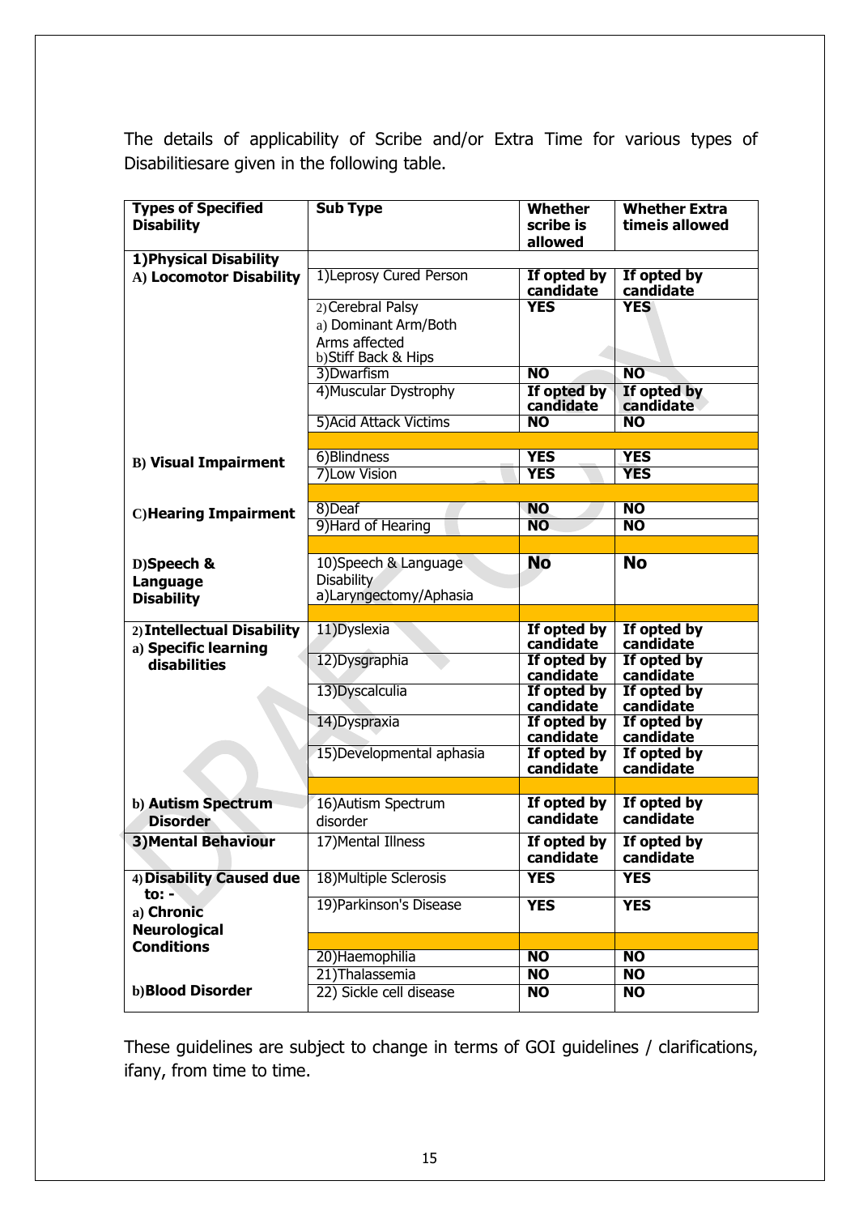The details of applicability of Scribe and/or Extra Time for various types of Disabilitiesare given in the following table.

| Types of Specified Disability | Sub Type | Whether scribe is allowed | Whether Extra timeis allowed |
|---|---|---|---|
| **1)Physical Disability** | | | |
| **A) Locomotor Disability** | 1)Leprosy Cured Person | **If opted by candidate** | **If opted by candidate** |
| | 2)Cerebral Palsy<br>a) Dominant Arm/Both Arms affected<br>b)Stiff Back & Hips | **YES** | **YES** |
| | 3)Dwarfism | **NO** | **NO** |
| | 4)Muscular Dystrophy | **If opted by candidate** | **If opted by candidate** |
| | 5)Acid Attack Victims | **NO** | **NO** |
| | | | |
| **B) Visual Impairment** | 6)Blindness | **YES** | **YES** |
| | 7)Low Vision | **YES** | **YES** |
| | | | |
| **C)Hearing Impairment** | 8)Deaf | **NO** | **NO** |
| | 9)Hard of Hearing | **NO** | **NO** |
| | | | |
| **D)Speech & Language Disability** | 10)Speech & Language Disability<br>a)Laryngectomy/Aphasia | **No** | **No** |
| | | | |
| **2)Intellectual Disability**<br>**a) Specific learning disabilities** | 11)Dyslexia | **If opted by candidate** | **If opted by candidate** |
| | 12)Dysgraphia | **If opted by candidate** | **If opted by candidate** |
| | 13)Dyscalculia | **If opted by candidate** | **If opted by candidate** |
| | 14)Dyspraxia | **If opted by candidate** | **If opted by candidate** |
| | 15)Developmental aphasia | **If opted by candidate** | **If opted by candidate** |
| | | | |
| **b) Autism Spectrum Disorder** | 16)Autism Spectrum disorder | **If opted by candidate** | **If opted by candidate** |
| **3)Mental Behaviour** | 17)Mental Illness | **If opted by candidate** | **If opted by candidate** |
| **4)Disability Caused due to: -**<br>**a) Chronic Neurological Conditions** | 18)Multiple Sclerosis | **YES** | **YES** |
| | 19)Parkinson's Disease | **YES** | **YES** |
| | | | |
| **b)Blood Disorder** | 20)Haemophilia | **NO** | **NO** |
| | 21)Thalassemia | **NO** | **NO** |
| | 22) Sickle cell disease | **NO** | **NO** |

These guidelines are subject to change in terms of GOI guidelines / clarifications, ifany, from time to time.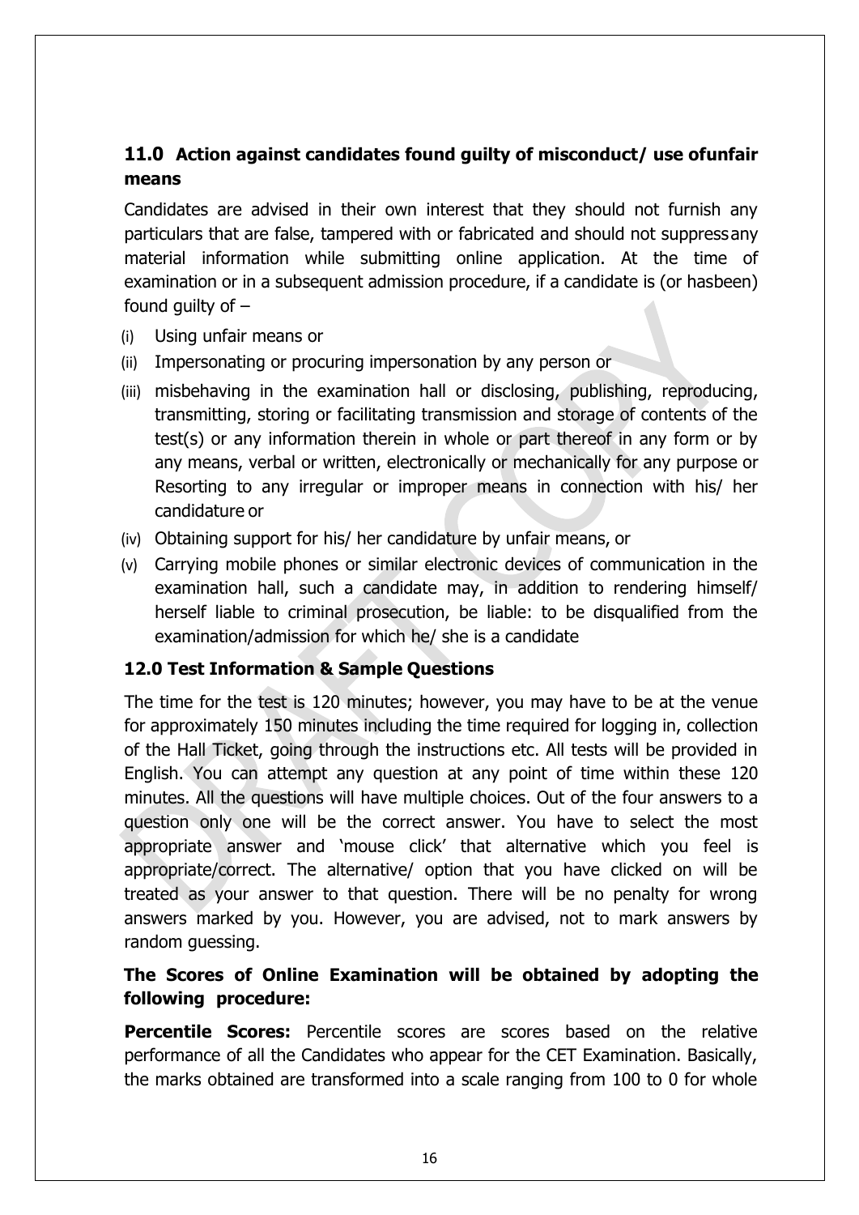## 11.0 Action against candidates found guilty of misconduct/ use ofunfair means

Candidates are advised in their own interest that they should not furnish any particulars that are false, tampered with or fabricated and should not suppressany material information while submitting online application. At the time of examination or in a subsequent admission procedure, if a candidate is (or hasbeen) found guilty of –

(i) Using unfair means or

(ii) Impersonating or procuring impersonation by any person or

(iii) misbehaving in the examination hall or disclosing, publishing, reproducing, transmitting, storing or facilitating transmission and storage of contents of the test(s) or any information therein in whole or part thereof in any form or by any means, verbal or written, electronically or mechanically for any purpose or Resorting to any irregular or improper means in connection with his/ her candidature or

(iv) Obtaining support for his/ her candidature by unfair means, or

(v) Carrying mobile phones or similar electronic devices of communication in the examination hall, such a candidate may, in addition to rendering himself/ herself liable to criminal prosecution, be liable: to be disqualified from the examination/admission for which he/ she is a candidate

## 12.0 Test Information & Sample Questions

The time for the test is 120 minutes; however, you may have to be at the venue for approximately 150 minutes including the time required for logging in, collection of the Hall Ticket, going through the instructions etc. All tests will be provided in English. You can attempt any question at any point of time within these 120 minutes. All the questions will have multiple choices. Out of the four answers to a question only one will be the correct answer. You have to select the most appropriate answer and 'mouse click' that alternative which you feel is appropriate/correct. The alternative/ option that you have clicked on will be treated as your answer to that question. There will be no penalty for wrong answers marked by you. However, you are advised, not to mark answers by random guessing.

**The Scores of Online Examination will be obtained by adopting the following procedure:**

**Percentile Scores:** Percentile scores are scores based on the relative performance of all the Candidates who appear for the CET Examination. Basically, the marks obtained are transformed into a scale ranging from 100 to 0 for whole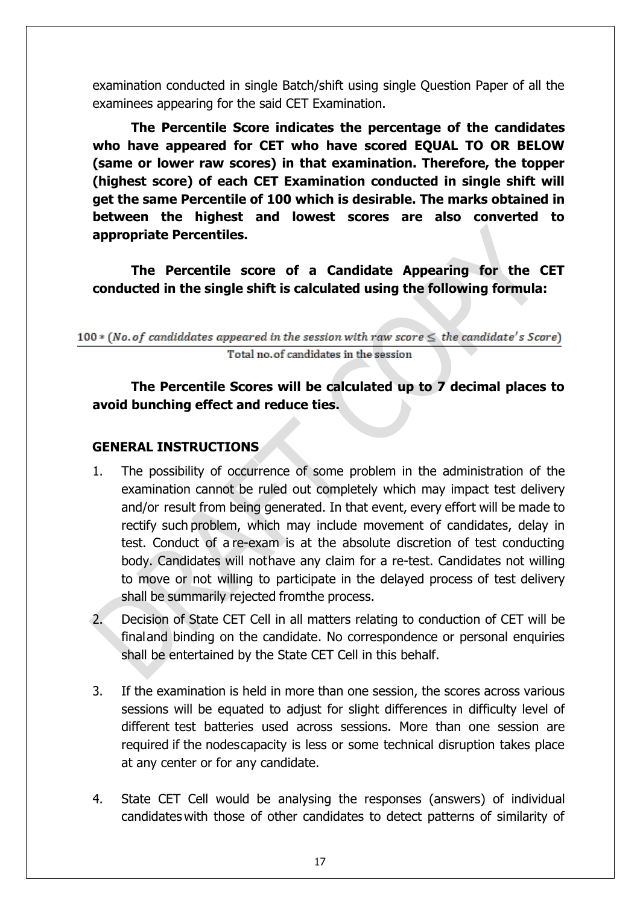examination conducted in single Batch/shift using single Question Paper of all the examinees appearing for the said CET Examination.

**The Percentile Score indicates the percentage of the candidates who have appeared for CET who have scored EQUAL TO OR BELOW (same or lower raw scores) in that examination. Therefore, the topper (highest score) of each CET Examination conducted in single shift will get the same Percentile of 100 which is desirable. The marks obtained in between the highest and lowest scores are also converted to appropriate Percentiles.**

**The Percentile score of a Candidate Appearing for the CET conducted in the single shift is calculated using the following formula:**

$$\frac{100 * (No. of\ candiddates\ appeared\ in\ the\ session\ with\ raw\ score \leq\ the\ candidate's\ Score)}{\text{Total no. of candidates in the session}}$$

**The Percentile Scores will be calculated up to 7 decimal places to avoid bunching effect and reduce ties.**

**GENERAL INSTRUCTIONS**

1. The possibility of occurrence of some problem in the administration of the examination cannot be ruled out completely which may impact test delivery and/or result from being generated. In that event, every effort will be made to rectify such problem, which may include movement of candidates, delay in test. Conduct of a re-exam is at the absolute discretion of test conducting body. Candidates will nothave any claim for a re-test. Candidates not willing to move or not willing to participate in the delayed process of test delivery shall be summarily rejected fromthe process.

2. Decision of State CET Cell in all matters relating to conduction of CET will be finaland binding on the candidate. No correspondence or personal enquiries shall be entertained by the State CET Cell in this behalf.

3. If the examination is held in more than one session, the scores across various sessions will be equated to adjust for slight differences in difficulty level of different test batteries used across sessions. More than one session are required if the nodescapacity is less or some technical disruption takes place at any center or for any candidate.

4. State CET Cell would be analysing the responses (answers) of individual candidateswith those of other candidates to detect patterns of similarity of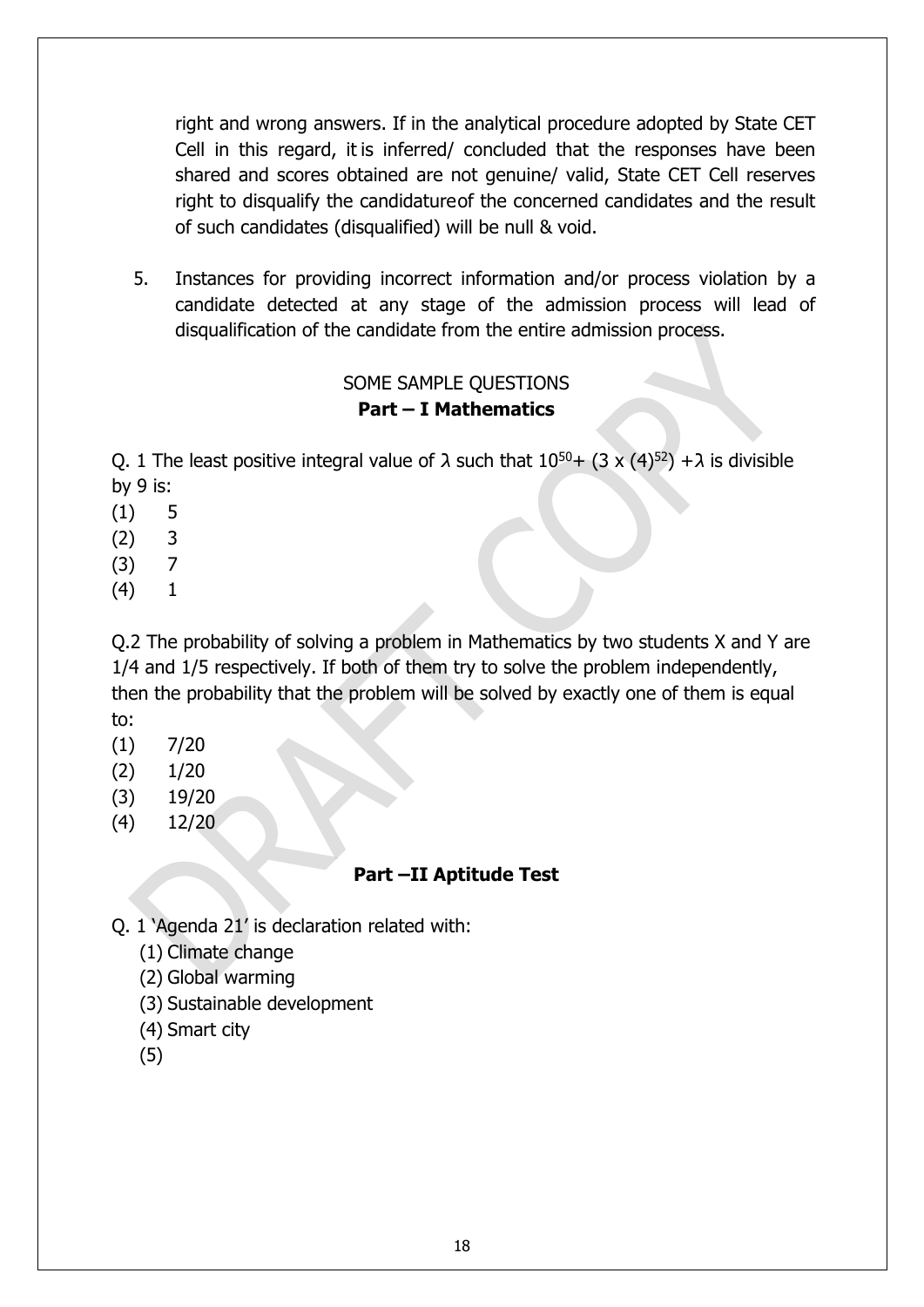right and wrong answers. If in the analytical procedure adopted by State CET Cell in this regard, it is inferred/ concluded that the responses have been shared and scores obtained are not genuine/ valid, State CET Cell reserves right to disqualify the candidatureof the concerned candidates and the result of such candidates (disqualified) will be null & void.

5. Instances for providing incorrect information and/or process violation by a candidate detected at any stage of the admission process will lead of disqualification of the candidate from the entire admission process.

SOME SAMPLE QUESTIONS

**Part – I Mathematics**

Q. 1 The least positive integral value of $\lambda$ such that $10^{50}+ (3 \times (4)^{52}) +\lambda$ is divisible by 9 is:

(1) 5
(2) 3
(3) 7
(4) 1

Q.2 The probability of solving a problem in Mathematics by two students X and Y are 1/4 and 1/5 respectively. If both of them try to solve the problem independently, then the probability that the problem will be solved by exactly one of them is equal to:

(1) 7/20
(2) 1/20
(3) 19/20
(4) 12/20

**Part –II Aptitude Test**

Q. 1 'Agenda 21' is declaration related with:

(1) Climate change
(2) Global warming
(3) Sustainable development
(4) Smart city
(5)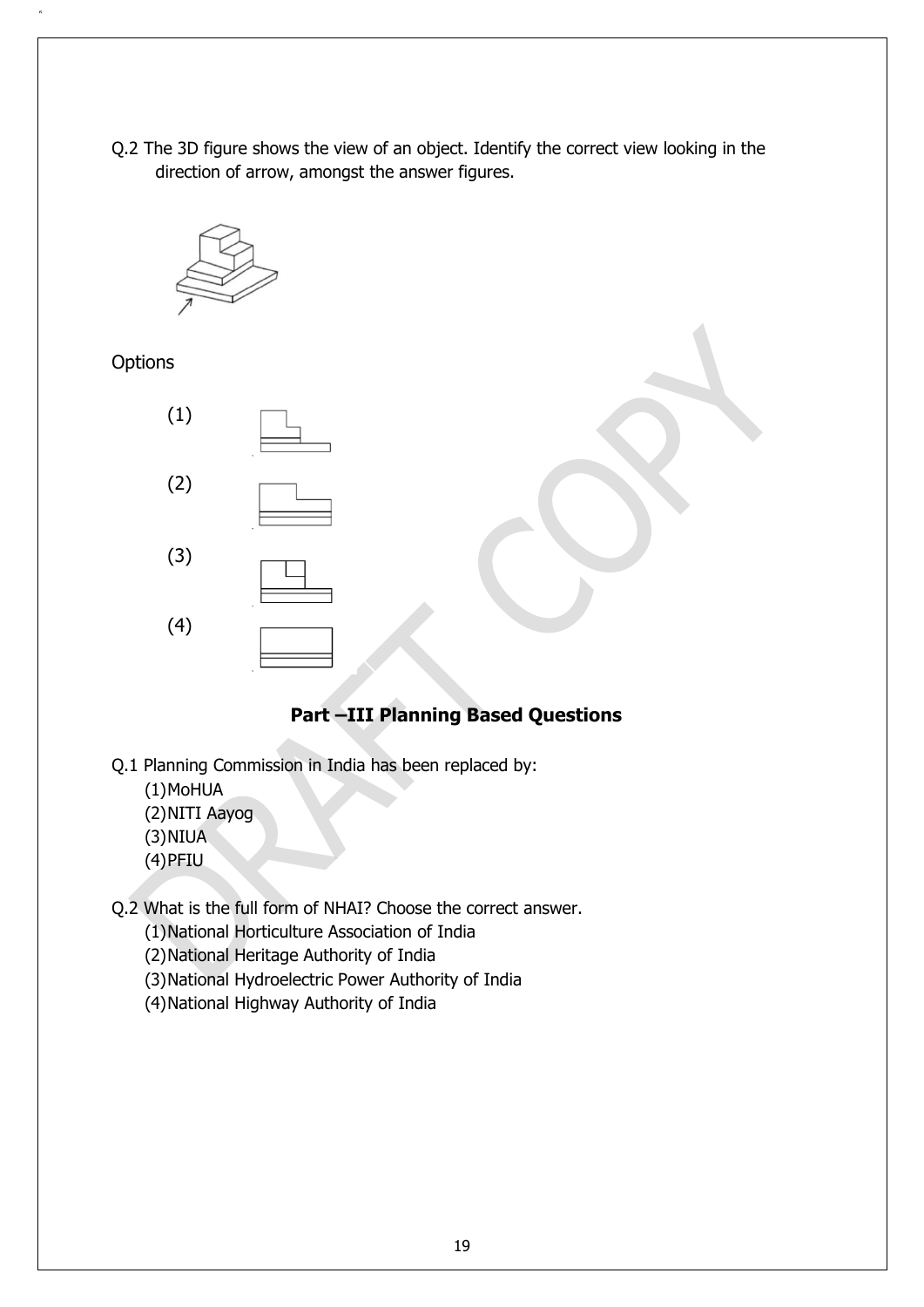Q.2 The 3D figure shows the view of an object. Identify the correct view looking in the direction of arrow, amongst the answer figures.

Options

(1)

(2)

(3)

(4)

## Part –III Planning Based Questions

Q.1 Planning Commission in India has been replaced by:

(1) MoHUA
(2) NITI Aayog
(3) NIUA
(4) PFIU

Q.2 What is the full form of NHAI? Choose the correct answer.

(1) National Horticulture Association of India
(2) National Heritage Authority of India
(3) National Hydroelectric Power Authority of India
(4) National Highway Authority of India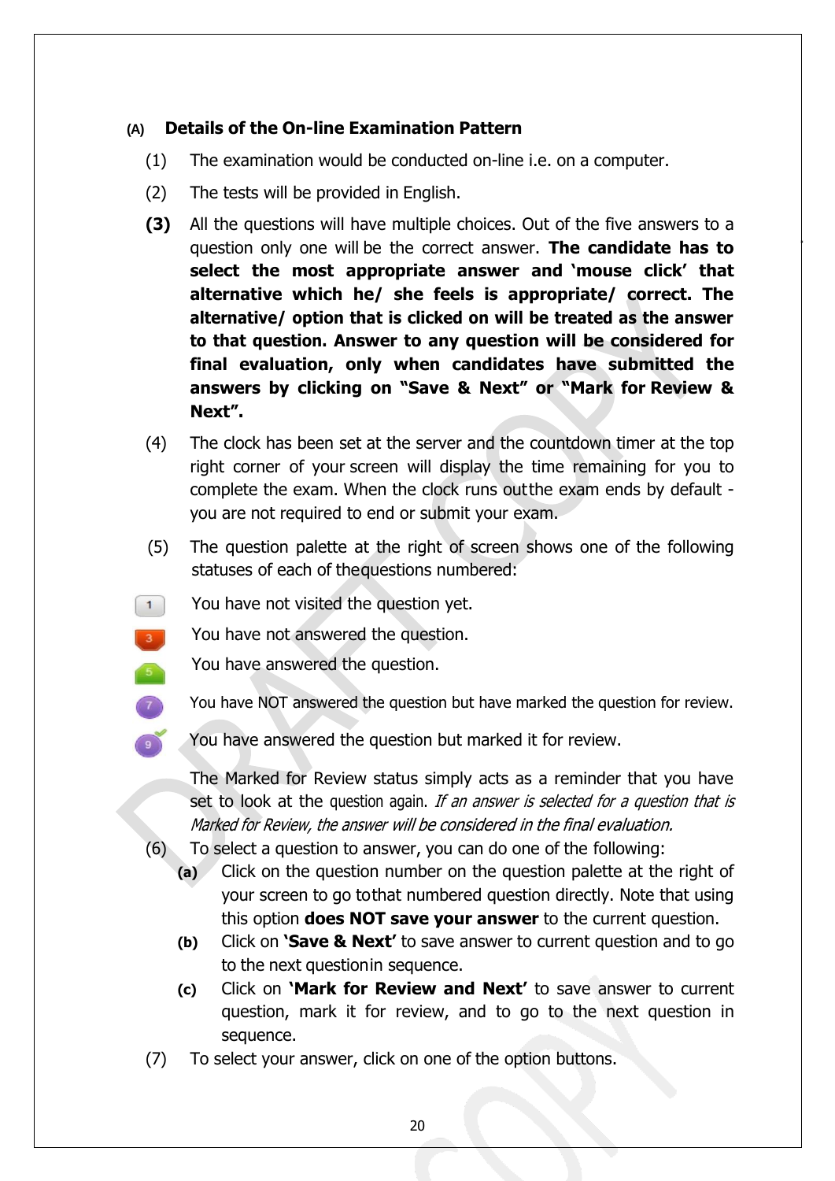### (A) Details of the On-line Examination Pattern

(1) The examination would be conducted on-line i.e. on a computer.

(2) The tests will be provided in English.

**(3)** All the questions will have multiple choices. Out of the five answers to a question only one will be the correct answer. **The candidate has to select the most appropriate answer and 'mouse click' that alternative which he/ she feels is appropriate/ correct. The alternative/ option that is clicked on will be treated as the answer to that question. Answer to any question will be considered for final evaluation, only when candidates have submitted the answers by clicking on "Save & Next" or "Mark for Review & Next".**

(4) The clock has been set at the server and the countdown timer at the top right corner of your screen will display the time remaining for you to complete the exam. When the clock runs outthe exam ends by default - you are not required to end or submit your exam.

(5) The question palette at the right of screen shows one of the following statuses of each of thequestions numbered:

- 1 — You have not visited the question yet.
- 3 — You have not answered the question.
- 5 — You have answered the question.
- 7 — You have NOT answered the question but have marked the question for review.
- 9 — You have answered the question but marked it for review.

The Marked for Review status simply acts as a reminder that you have set to look at the question again. *If an answer is selected for a question that is Marked for Review, the answer will be considered in the final evaluation.*

(6) To select a question to answer, you can do one of the following:

**(a)** Click on the question number on the question palette at the right of your screen to go tothat numbered question directly. Note that using this option **does NOT save your answer** to the current question.

**(b)** Click on **'Save & Next'** to save answer to current question and to go to the next questionin sequence.

**(c)** Click on **'Mark for Review and Next'** to save answer to current question, mark it for review, and to go to the next question in sequence.

(7) To select your answer, click on one of the option buttons.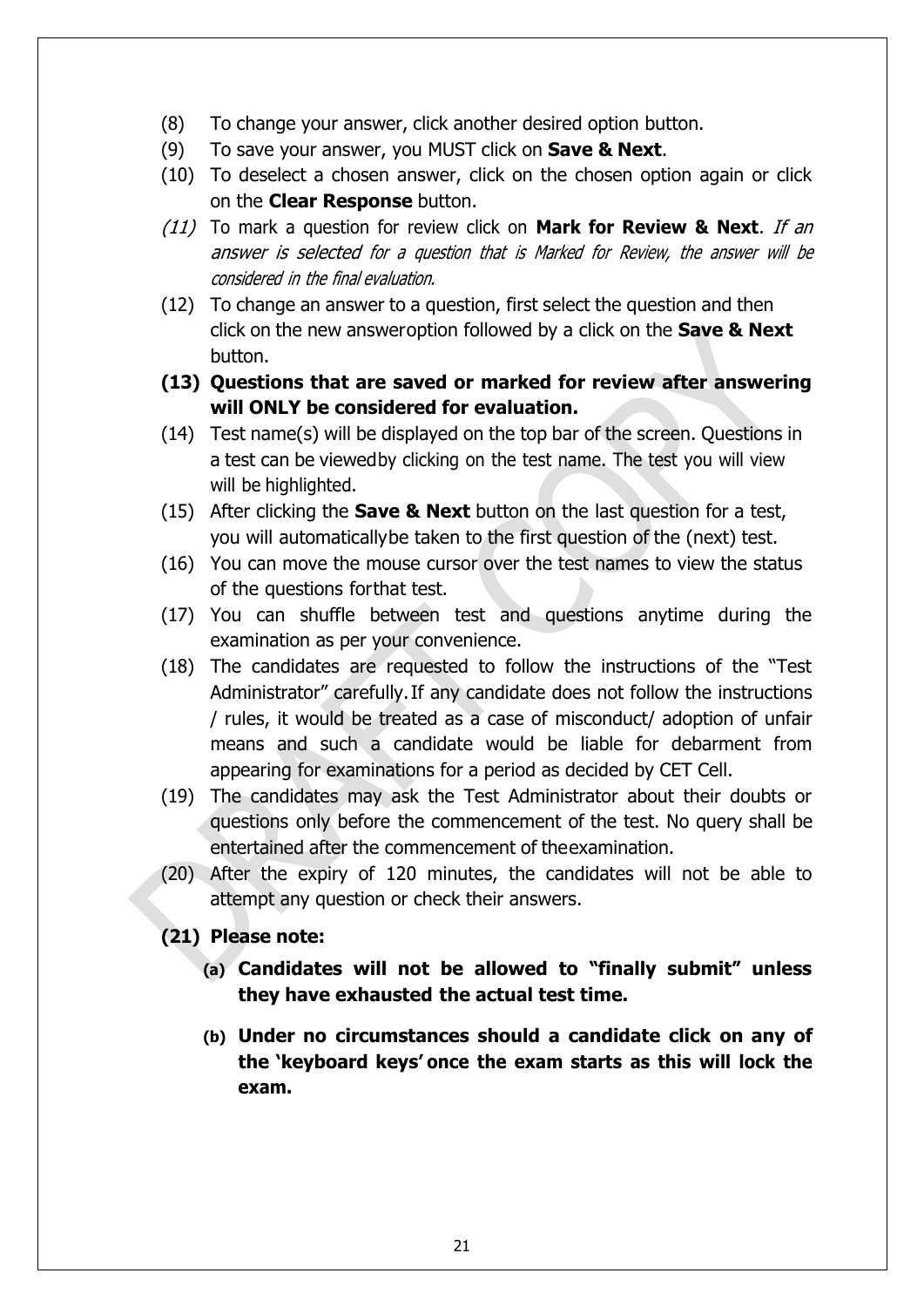(8) To change your answer, click another desired option button.

(9) To save your answer, you MUST click on **Save & Next**.

(10) To deselect a chosen answer, click on the chosen option again or click on the **Clear Response** button.

*(11)* To mark a question for review click on **Mark for Review & Next**. *If an answer is selected for a question that is Marked for Review, the answer will be considered in the final evaluation.*

(12) To change an answer to a question, first select the question and then click on the new answeroption followed by a click on the **Save & Next** button.

**(13) Questions that are saved or marked for review after answering will ONLY be considered for evaluation.**

(14) Test name(s) will be displayed on the top bar of the screen. Questions in a test can be viewedby clicking on the test name. The test you will view will be highlighted.

(15) After clicking the **Save & Next** button on the last question for a test, you will automaticallybe taken to the first question of the (next) test.

(16) You can move the mouse cursor over the test names to view the status of the questions forthat test.

(17) You can shuffle between test and questions anytime during the examination as per your convenience.

(18) The candidates are requested to follow the instructions of the "Test Administrator" carefully. If any candidate does not follow the instructions / rules, it would be treated as a case of misconduct/ adoption of unfair means and such a candidate would be liable for debarment from appearing for examinations for a period as decided by CET Cell.

(19) The candidates may ask the Test Administrator about their doubts or questions only before the commencement of the test. No query shall be entertained after the commencement of theexamination.

(20) After the expiry of 120 minutes, the candidates will not be able to attempt any question or check their answers.

**(21) Please note:**

- **(a) Candidates will not be allowed to "finally submit" unless they have exhausted the actual test time.**
- **(b) Under no circumstances should a candidate click on any of the 'keyboard keys' once the exam starts as this will lock the exam.**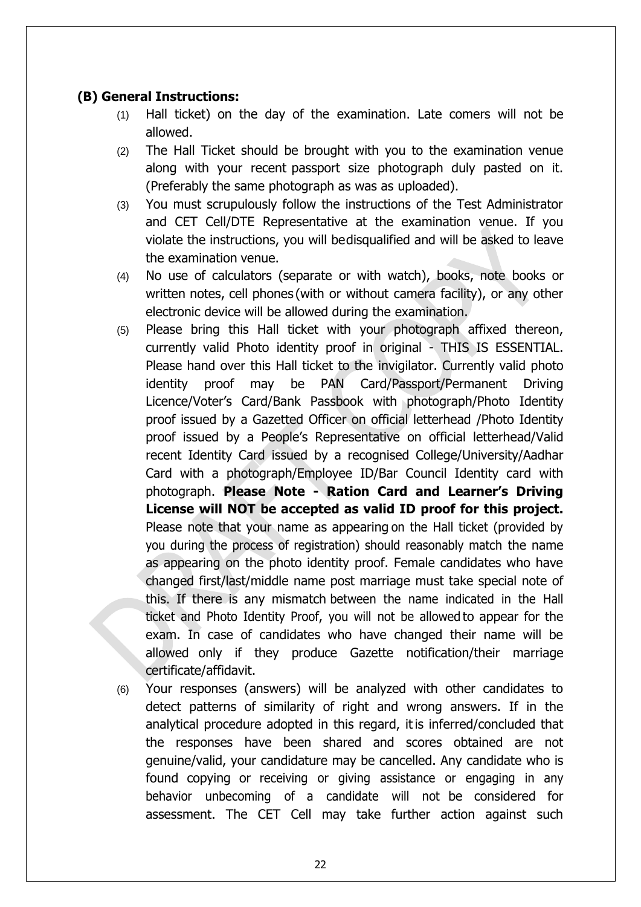**(B) General Instructions:**

(1) Hall ticket) on the day of the examination. Late comers will not be allowed.

(2) The Hall Ticket should be brought with you to the examination venue along with your recent passport size photograph duly pasted on it. (Preferably the same photograph as was as uploaded).

(3) You must scrupulously follow the instructions of the Test Administrator and CET Cell/DTE Representative at the examination venue. If you violate the instructions, you will bedisqualified and will be asked to leave the examination venue.

(4) No use of calculators (separate or with watch), books, note books or written notes, cell phones (with or without camera facility), or any other electronic device will be allowed during the examination.

(5) Please bring this Hall ticket with your photograph affixed thereon, currently valid Photo identity proof in original - THIS IS ESSENTIAL. Please hand over this Hall ticket to the invigilator. Currently valid photo identity proof may be PAN Card/Passport/Permanent Driving Licence/Voter's Card/Bank Passbook with photograph/Photo Identity proof issued by a Gazetted Officer on official letterhead /Photo Identity proof issued by a People's Representative on official letterhead/Valid recent Identity Card issued by a recognised College/University/Aadhar Card with a photograph/Employee ID/Bar Council Identity card with photograph. **Please Note - Ration Card and Learner's Driving License will NOT be accepted as valid ID proof for this project.** Please note that your name as appearing on the Hall ticket (provided by you during the process of registration) should reasonably match the name as appearing on the photo identity proof. Female candidates who have changed first/last/middle name post marriage must take special note of this. If there is any mismatch between the name indicated in the Hall ticket and Photo Identity Proof, you will not be allowed to appear for the exam. In case of candidates who have changed their name will be allowed only if they produce Gazette notification/their marriage certificate/affidavit.

(6) Your responses (answers) will be analyzed with other candidates to detect patterns of similarity of right and wrong answers. If in the analytical procedure adopted in this regard, it is inferred/concluded that the responses have been shared and scores obtained are not genuine/valid, your candidature may be cancelled. Any candidate who is found copying or receiving or giving assistance or engaging in any behavior unbecoming of a candidate will not be considered for assessment. The CET Cell may take further action against such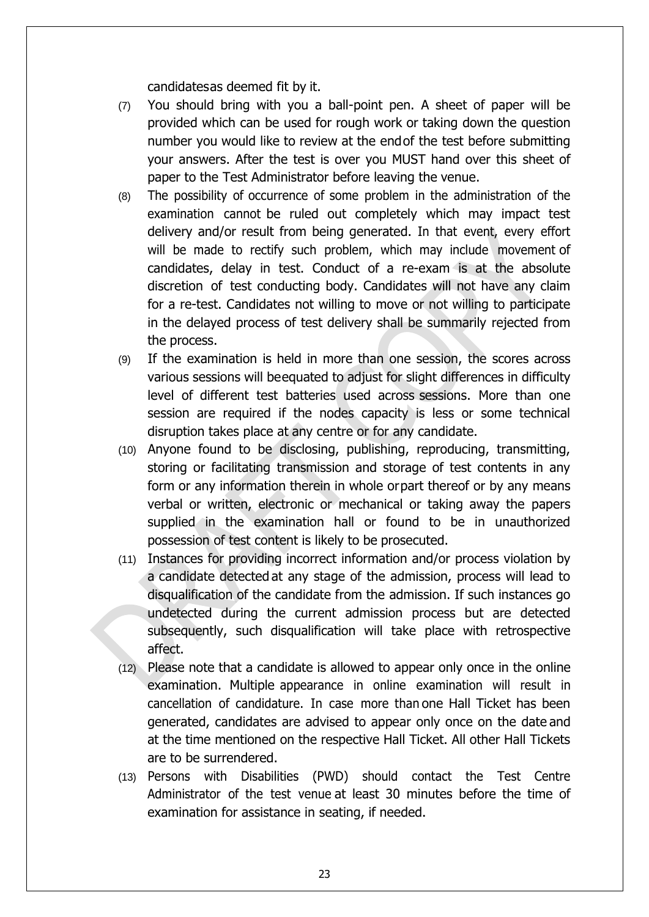candidatesas deemed fit by it.

(7) You should bring with you a ball-point pen. A sheet of paper will be provided which can be used for rough work or taking down the question number you would like to review at the endof the test before submitting your answers. After the test is over you MUST hand over this sheet of paper to the Test Administrator before leaving the venue.

(8) The possibility of occurrence of some problem in the administration of the examination cannot be ruled out completely which may impact test delivery and/or result from being generated. In that event, every effort will be made to rectify such problem, which may include movement of candidates, delay in test. Conduct of a re-exam is at the absolute discretion of test conducting body. Candidates will not have any claim for a re-test. Candidates not willing to move or not willing to participate in the delayed process of test delivery shall be summarily rejected from the process.

(9) If the examination is held in more than one session, the scores across various sessions will beequated to adjust for slight differences in difficulty level of different test batteries used across sessions. More than one session are required if the nodes capacity is less or some technical disruption takes place at any centre or for any candidate.

(10) Anyone found to be disclosing, publishing, reproducing, transmitting, storing or facilitating transmission and storage of test contents in any form or any information therein in whole orpart thereof or by any means verbal or written, electronic or mechanical or taking away the papers supplied in the examination hall or found to be in unauthorized possession of test content is likely to be prosecuted.

(11) Instances for providing incorrect information and/or process violation by a candidate detected at any stage of the admission, process will lead to disqualification of the candidate from the admission. If such instances go undetected during the current admission process but are detected subsequently, such disqualification will take place with retrospective affect.

(12) Please note that a candidate is allowed to appear only once in the online examination. Multiple appearance in online examination will result in cancellation of candidature. In case more than one Hall Ticket has been generated, candidates are advised to appear only once on the date and at the time mentioned on the respective Hall Ticket. All other Hall Tickets are to be surrendered.

(13) Persons with Disabilities (PWD) should contact the Test Centre Administrator of the test venue at least 30 minutes before the time of examination for assistance in seating, if needed.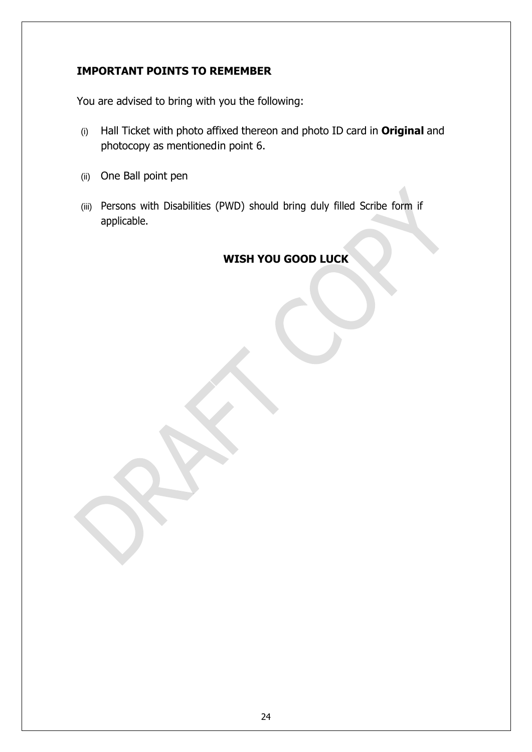**IMPORTANT POINTS TO REMEMBER**

You are advised to bring with you the following:

(i) Hall Ticket with photo affixed thereon and photo ID card in **Original** and photocopy as mentionedin point 6.

(ii) One Ball point pen

(iii) Persons with Disabilities (PWD) should bring duly filled Scribe form if applicable.

**WISH YOU GOOD LUCK**